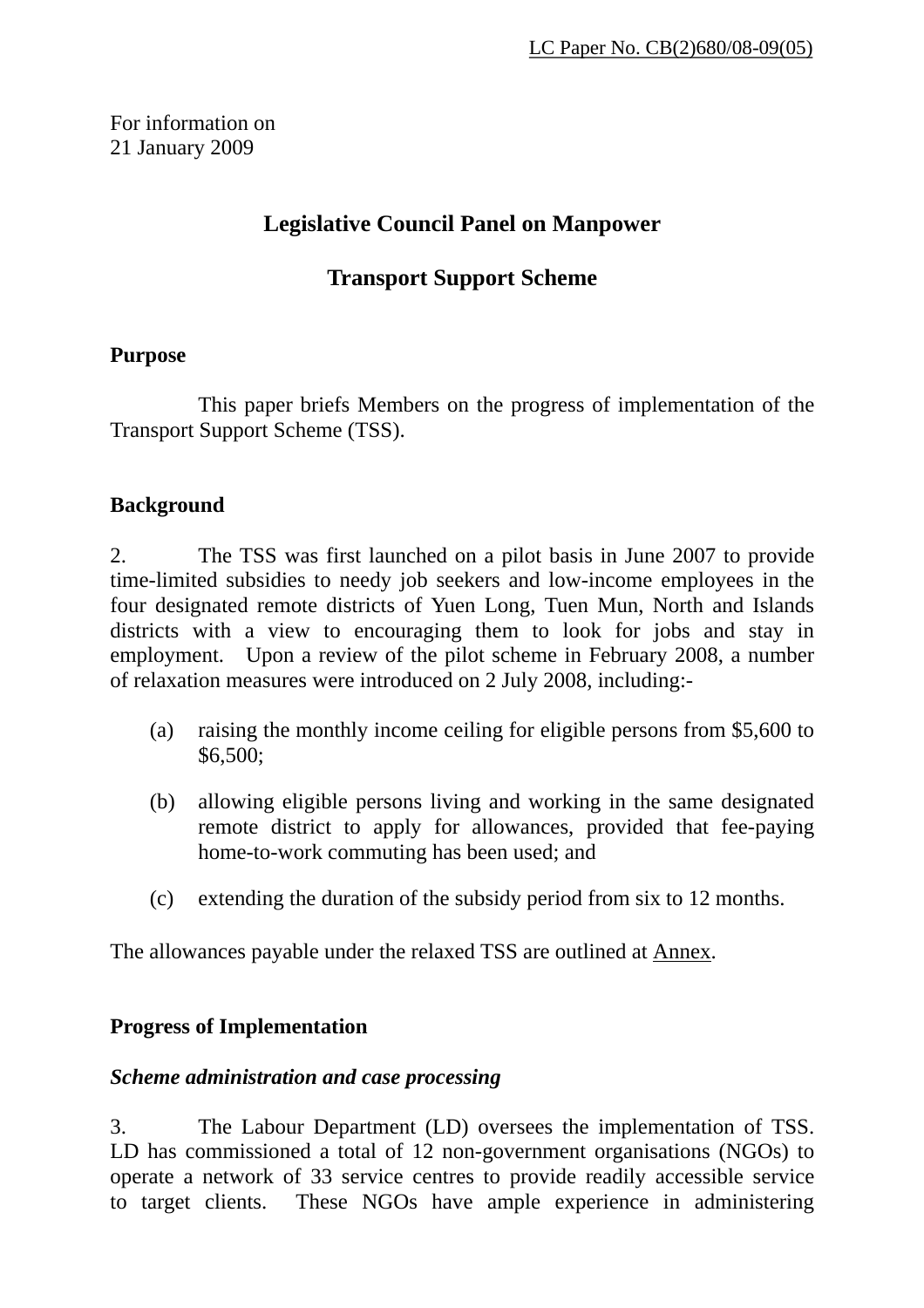LC Paper No. CB(2)680/08-09(05)

For information on
21 January 2009

# Legislative Council Panel on Manpower

## Transport Support Scheme

### Purpose

This paper briefs Members on the progress of implementation of the Transport Support Scheme (TSS).

### Background

2. The TSS was first launched on a pilot basis in June 2007 to provide time-limited subsidies to needy job seekers and low-income employees in the four designated remote districts of Yuen Long, Tuen Mun, North and Islands districts with a view to encouraging them to look for jobs and stay in employment. Upon a review of the pilot scheme in February 2008, a number of relaxation measures were introduced on 2 July 2008, including:-

(a) raising the monthly income ceiling for eligible persons from $5,600 to $6,500;

(b) allowing eligible persons living and working in the same designated remote district to apply for allowances, provided that fee-paying home-to-work commuting has been used; and

(c) extending the duration of the subsidy period from six to 12 months.

The allowances payable under the relaxed TSS are outlined at Annex.

### Progress of Implementation

#### *Scheme administration and case processing*

3. The Labour Department (LD) oversees the implementation of TSS. LD has commissioned a total of 12 non-government organisations (NGOs) to operate a network of 33 service centres to provide readily accessible service to target clients. These NGOs have ample experience in administering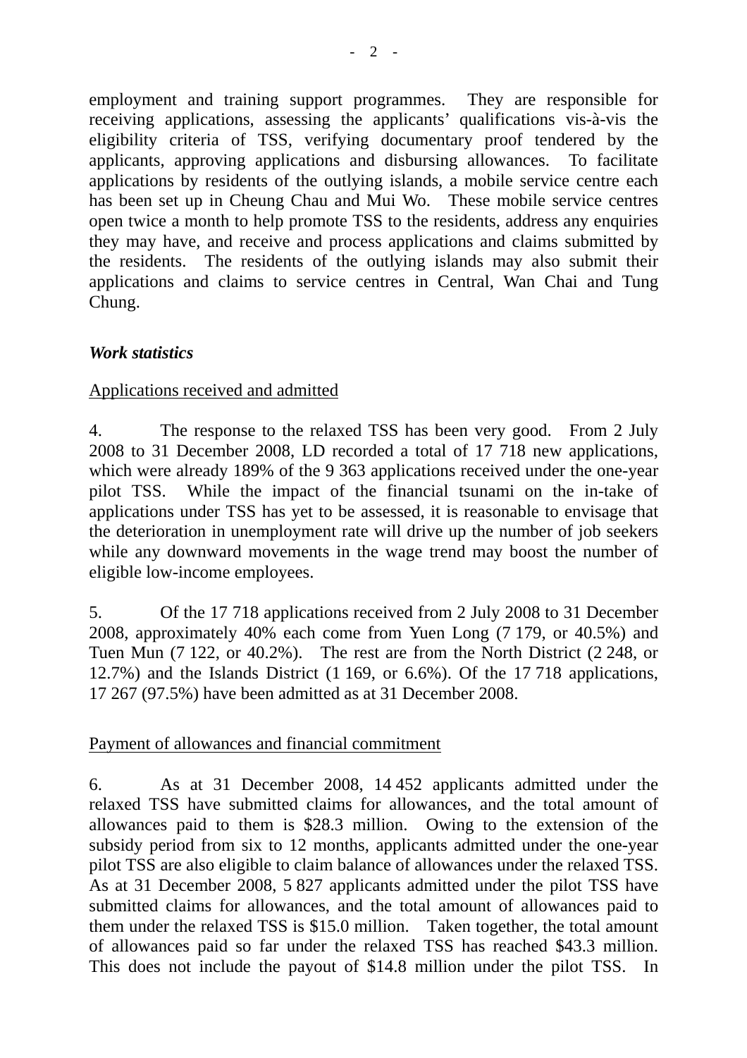employment and training support programmes. They are responsible for receiving applications, assessing the applicants' qualifications vis-à-vis the eligibility criteria of TSS, verifying documentary proof tendered by the applicants, approving applications and disbursing allowances. To facilitate applications by residents of the outlying islands, a mobile service centre each has been set up in Cheung Chau and Mui Wo. These mobile service centres open twice a month to help promote TSS to the residents, address any enquiries they may have, and receive and process applications and claims submitted by the residents. The residents of the outlying islands may also submit their applications and claims to service centres in Central, Wan Chai and Tung Chung.

***Work statistics***

Applications received and admitted

4. The response to the relaxed TSS has been very good. From 2 July 2008 to 31 December 2008, LD recorded a total of 17 718 new applications, which were already 189% of the 9 363 applications received under the one-year pilot TSS. While the impact of the financial tsunami on the in-take of applications under TSS has yet to be assessed, it is reasonable to envisage that the deterioration in unemployment rate will drive up the number of job seekers while any downward movements in the wage trend may boost the number of eligible low-income employees.

5. Of the 17 718 applications received from 2 July 2008 to 31 December 2008, approximately 40% each come from Yuen Long (7 179, or 40.5%) and Tuen Mun (7 122, or 40.2%). The rest are from the North District (2 248, or 12.7%) and the Islands District (1 169, or 6.6%). Of the 17 718 applications, 17 267 (97.5%) have been admitted as at 31 December 2008.

Payment of allowances and financial commitment

6. As at 31 December 2008, 14 452 applicants admitted under the relaxed TSS have submitted claims for allowances, and the total amount of allowances paid to them is $28.3 million. Owing to the extension of the subsidy period from six to 12 months, applicants admitted under the one-year pilot TSS are also eligible to claim balance of allowances under the relaxed TSS. As at 31 December 2008, 5 827 applicants admitted under the pilot TSS have submitted claims for allowances, and the total amount of allowances paid to them under the relaxed TSS is $15.0 million. Taken together, the total amount of allowances paid so far under the relaxed TSS has reached $43.3 million. This does not include the payout of $14.8 million under the pilot TSS. In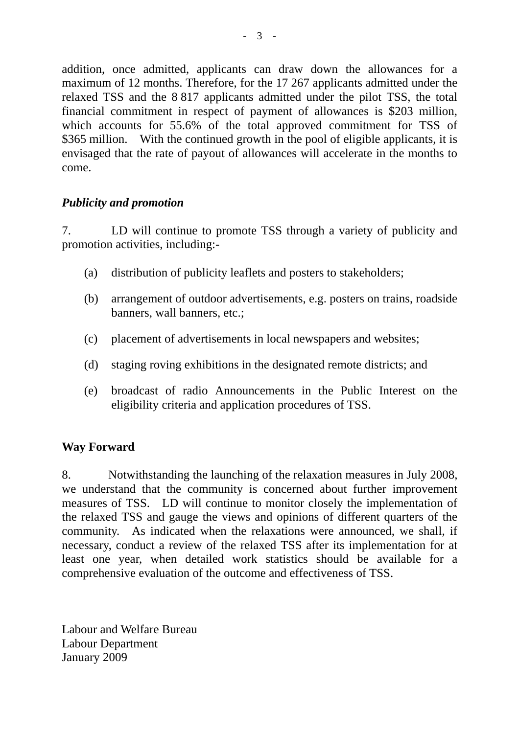addition, once admitted, applicants can draw down the allowances for a maximum of 12 months. Therefore, for the 17 267 applicants admitted under the relaxed TSS and the 8 817 applicants admitted under the pilot TSS, the total financial commitment in respect of payment of allowances is $203 million, which accounts for 55.6% of the total approved commitment for TSS of $365 million. With the continued growth in the pool of eligible applicants, it is envisaged that the rate of payout of allowances will accelerate in the months to come.

***Publicity and promotion***

7. LD will continue to promote TSS through a variety of publicity and promotion activities, including:-

(a) distribution of publicity leaflets and posters to stakeholders;

(b) arrangement of outdoor advertisements, e.g. posters on trains, roadside banners, wall banners, etc.;

(c) placement of advertisements in local newspapers and websites;

(d) staging roving exhibitions in the designated remote districts; and

(e) broadcast of radio Announcements in the Public Interest on the eligibility criteria and application procedures of TSS.

**Way Forward**

8. Notwithstanding the launching of the relaxation measures in July 2008, we understand that the community is concerned about further improvement measures of TSS. LD will continue to monitor closely the implementation of the relaxed TSS and gauge the views and opinions of different quarters of the community. As indicated when the relaxations were announced, we shall, if necessary, conduct a review of the relaxed TSS after its implementation for at least one year, when detailed work statistics should be available for a comprehensive evaluation of the outcome and effectiveness of TSS.

Labour and Welfare Bureau
Labour Department
January 2009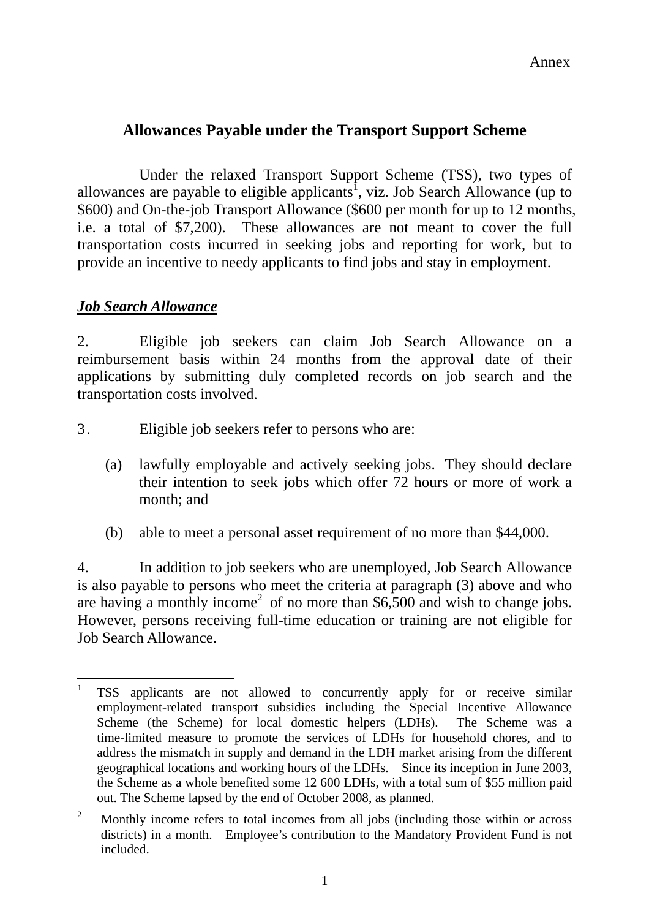<u>Annex</u>

## Allowances Payable under the Transport Support Scheme

Under the relaxed Transport Support Scheme (TSS), two types of allowances are payable to eligible applicants[1], viz. Job Search Allowance (up to $600) and On-the-job Transport Allowance ($600 per month for up to 12 months, i.e. a total of $7,200). These allowances are not meant to cover the full transportation costs incurred in seeking jobs and reporting for work, but to provide an incentive to needy applicants to find jobs and stay in employment.

### ***<u>Job Search Allowance</u>***

2. Eligible job seekers can claim Job Search Allowance on a reimbursement basis within 24 months from the approval date of their applications by submitting duly completed records on job search and the transportation costs involved.

3. Eligible job seekers refer to persons who are:

(a) lawfully employable and actively seeking jobs. They should declare their intention to seek jobs which offer 72 hours or more of work a month; and

(b) able to meet a personal asset requirement of no more than $44,000.

4. In addition to job seekers who are unemployed, Job Search Allowance is also payable to persons who meet the criteria at paragraph (3) above and who are having a monthly income[2] of no more than $6,500 and wish to change jobs. However, persons receiving full-time education or training are not eligible for Job Search Allowance.

---

[1] TSS applicants are not allowed to concurrently apply for or receive similar employment-related transport subsidies including the Special Incentive Allowance Scheme (the Scheme) for local domestic helpers (LDHs). The Scheme was a time-limited measure to promote the services of LDHs for household chores, and to address the mismatch in supply and demand in the LDH market arising from the different geographical locations and working hours of the LDHs. Since its inception in June 2003, the Scheme as a whole benefited some 12 600 LDHs, with a total sum of $55 million paid out. The Scheme lapsed by the end of October 2008, as planned.

[2] Monthly income refers to total incomes from all jobs (including those within or across districts) in a month. Employee's contribution to the Mandatory Provident Fund is not included.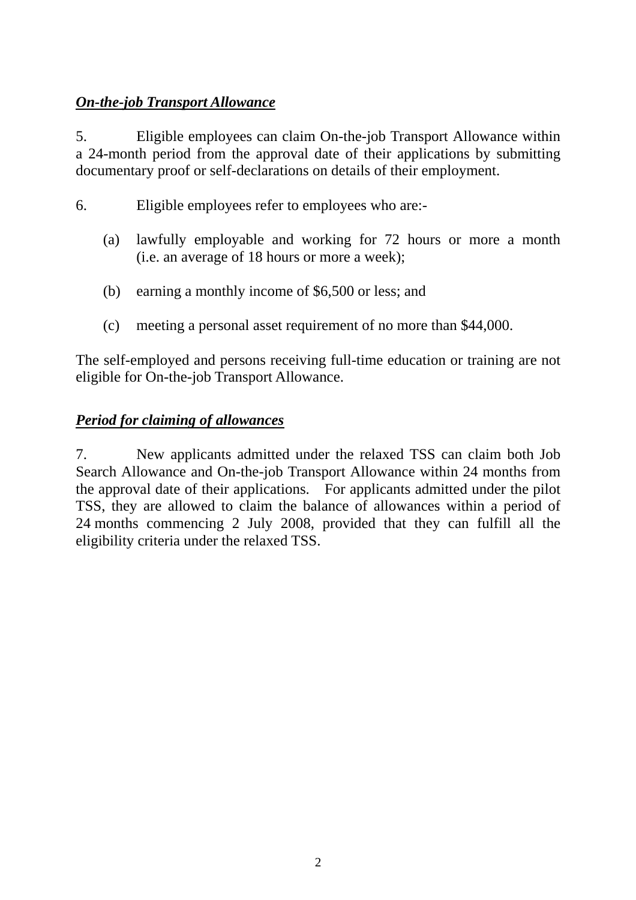***On-the-job Transport Allowance***

5. Eligible employees can claim On-the-job Transport Allowance within a 24-month period from the approval date of their applications by submitting documentary proof or self-declarations on details of their employment.

6. Eligible employees refer to employees who are:-

(a) lawfully employable and working for 72 hours or more a month (i.e. an average of 18 hours or more a week);

(b) earning a monthly income of $6,500 or less; and

(c) meeting a personal asset requirement of no more than $44,000.

The self-employed and persons receiving full-time education or training are not eligible for On-the-job Transport Allowance.

***Period for claiming of allowances***

7. New applicants admitted under the relaxed TSS can claim both Job Search Allowance and On-the-job Transport Allowance within 24 months from the approval date of their applications. For applicants admitted under the pilot TSS, they are allowed to claim the balance of allowances within a period of 24 months commencing 2 July 2008, provided that they can fulfill all the eligibility criteria under the relaxed TSS.